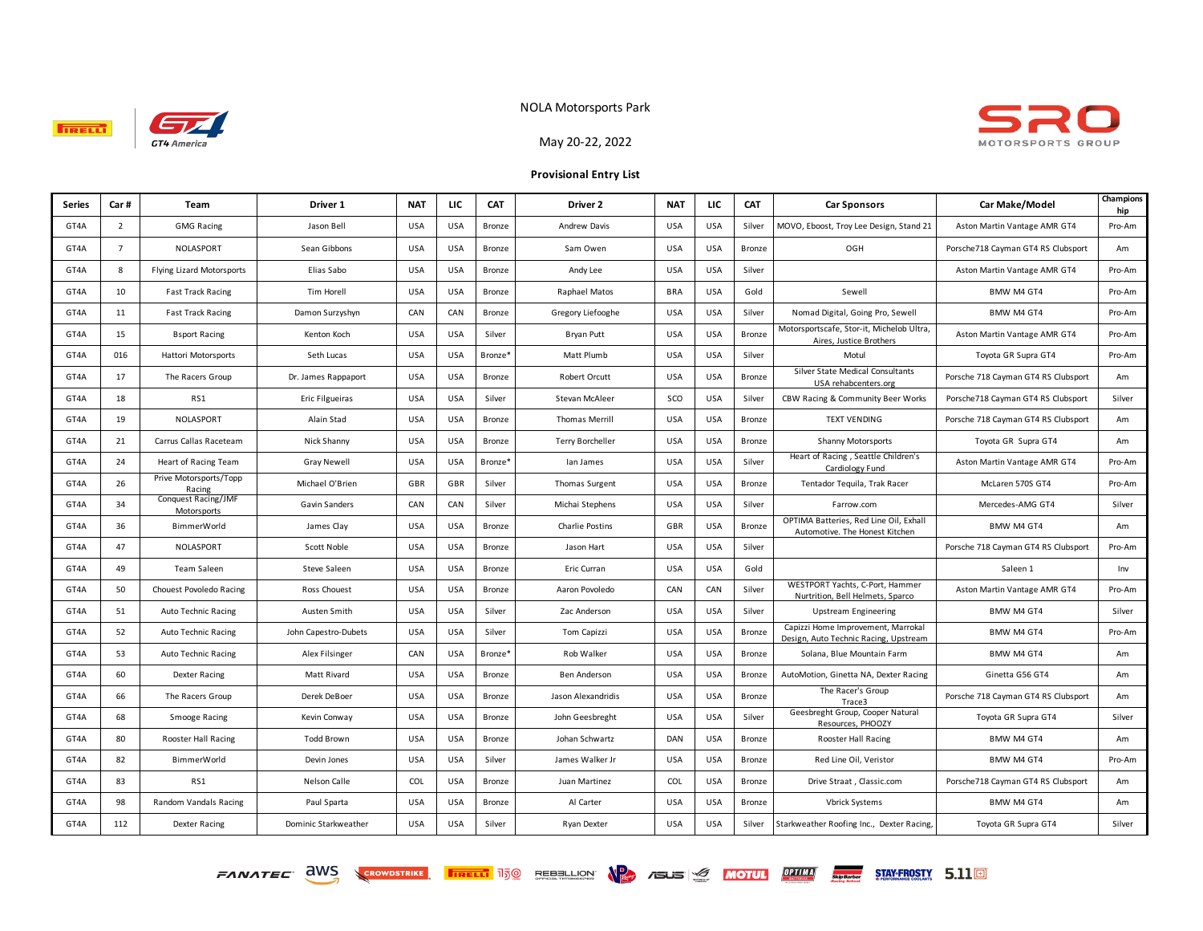NOLA Motorsports Park

May 20-22, 2022

**Provisional Entry List**

| Series | Car # | Team | Driver 1 | NAT | LIC | CAT | Driver 2 | NAT | LIC | CAT | Car Sponsors | Car Make/Model | Championship |
|---|---|---|---|---|---|---|---|---|---|---|---|---|---|
| GT4A | 2 | GMG Racing | Jason Bell | USA | USA | Bronze | Andrew Davis | USA | USA | Silver | MOVO, Eboost, Troy Lee Design, Stand 21 | Aston Martin Vantage AMR GT4 | Pro-Am |
| GT4A | 7 | NOLASPORT | Sean Gibbons | USA | USA | Bronze | Sam Owen | USA | USA | Bronze | OGH | Porsche718 Cayman GT4 RS Clubsport | Am |
| GT4A | 8 | Flying Lizard Motorsports | Elias Sabo | USA | USA | Bronze | Andy Lee | USA | USA | Silver | | Aston Martin Vantage AMR GT4 | Pro-Am |
| GT4A | 10 | Fast Track Racing | Tim Horell | USA | USA | Bronze | Raphael Matos | BRA | USA | Gold | Sewell | BMW M4 GT4 | Pro-Am |
| GT4A | 11 | Fast Track Racing | Damon Surzyshyn | CAN | CAN | Bronze | Gregory Liefooghe | USA | USA | Silver | Nomad Digital, Going Pro, Sewell | BMW M4 GT4 | Pro-Am |
| GT4A | 15 | Bsport Racing | Kenton Koch | USA | USA | Silver | Bryan Putt | USA | USA | Bronze | Motorsportscafe, Stor-it, Michelob Ultra, Aires, Justice Brothers | Aston Martin Vantage AMR GT4 | Pro-Am |
| GT4A | 016 | Hattori Motorsports | Seth Lucas | USA | USA | Bronze* | Matt Plumb | USA | USA | Silver | Motul | Toyota GR Supra GT4 | Pro-Am |
| GT4A | 17 | The Racers Group | Dr. James Rappaport | USA | USA | Bronze | Robert Orcutt | USA | USA | Bronze | Silver State Medical Consultants USA rehabcenters.org | Porsche 718 Cayman GT4 RS Clubsport | Am |
| GT4A | 18 | RS1 | Eric Filgueiras | USA | USA | Silver | Stevan McAleer | SCO | USA | Silver | CBW Racing & Community Beer Works | Porsche718 Cayman GT4 RS Clubsport | Silver |
| GT4A | 19 | NOLASPORT | Alain Stad | USA | USA | Bronze | Thomas Merrill | USA | USA | Bronze | TEXT VENDING | Porsche 718 Cayman GT4 RS Clubsport | Am |
| GT4A | 21 | Carrus Callas Raceteam | Nick Shanny | USA | USA | Bronze | Terry Borcheller | USA | USA | Bronze | Shanny Motorsports | Toyota GR Supra GT4 | Am |
| GT4A | 24 | Heart of Racing Team | Gray Newell | USA | USA | Bronze* | Ian James | USA | USA | Silver | Heart of Racing , Seattle Children's Cardiology Fund | Aston Martin Vantage AMR GT4 | Pro-Am |
| GT4A | 26 | Prive Motorsports/Topp Racing | Michael O'Brien | GBR | GBR | Silver | Thomas Surgent | USA | USA | Bronze | Tentador Tequila, Trak Racer | McLaren 570S GT4 | Pro-Am |
| GT4A | 34 | Conquest Racing/JMF Motorsports | Gavin Sanders | CAN | CAN | Silver | Michai Stephens | USA | USA | Silver | Farrow.com | Mercedes-AMG GT4 | Silver |
| GT4A | 36 | BimmerWorld | James Clay | USA | USA | Bronze | Charlie Postins | GBR | USA | Bronze | OPTIMA Batteries, Red Line Oil, Exhall Automotive. The Honest Kitchen | BMW M4 GT4 | Am |
| GT4A | 47 | NOLASPORT | Scott Noble | USA | USA | Bronze | Jason Hart | USA | USA | Silver | | Porsche 718 Cayman GT4 RS Clubsport | Pro-Am |
| GT4A | 49 | Team Saleen | Steve Saleen | USA | USA | Bronze | Eric Curran | USA | USA | Gold | | Saleen 1 | Inv |
| GT4A | 50 | Chouest Povoledo Racing | Ross Chouest | USA | USA | Bronze | Aaron Povoledo | CAN | CAN | Silver | WESTPORT Yachts, C-Port, Hammer Nutrition, Bell Helmets, Sparco | Aston Martin Vantage AMR GT4 | Pro-Am |
| GT4A | 51 | Auto Technic Racing | Austen Smith | USA | USA | Silver | Zac Anderson | USA | USA | Silver | Upstream Engineering | BMW M4 GT4 | Silver |
| GT4A | 52 | Auto Technic Racing | John Capestro-Dubets | USA | USA | Silver | Tom Capizzi | USA | USA | Bronze | Capizzi Home Improvement, Marrokal Design, Auto Technic Racing, Upstream | BMW M4 GT4 | Pro-Am |
| GT4A | 53 | Auto Technic Racing | Alex Filsinger | CAN | USA | Bronze* | Rob Walker | USA | USA | Bronze | Solana, Blue Mountain Farm | BMW M4 GT4 | Am |
| GT4A | 60 | Dexter Racing | Matt Rivard | USA | USA | Bronze | Ben Anderson | USA | USA | Bronze | AutoMotion, Ginetta NA, Dexter Racing | Ginetta G56 GT4 | Am |
| GT4A | 66 | The Racers Group | Derek DeBoer | USA | USA | Bronze | Jason Alexandridis | USA | USA | Bronze | The Racer's Group Trace3 | Porsche 718 Cayman GT4 RS Clubsport | Am |
| GT4A | 68 | Smooge Racing | Kevin Conway | USA | USA | Bronze | John Geesbreght | USA | USA | Silver | Geesbreght Group, Cooper Natural Resources, PHOOZY | Toyota GR Supra GT4 | Silver |
| GT4A | 80 | Rooster Hall Racing | Todd Brown | USA | USA | Bronze | Johan Schwartz | DAN | USA | Bronze | Rooster Hall Racing | BMW M4 GT4 | Am |
| GT4A | 82 | BimmerWorld | Devin Jones | USA | USA | Silver | James Walker Jr | USA | USA | Bronze | Red Line Oil, Veristor | BMW M4 GT4 | Pro-Am |
| GT4A | 83 | RS1 | Nelson Calle | COL | USA | Bronze | Juan Martinez | COL | USA | Bronze | Drive Straat , Classic.com | Porsche718 Cayman GT4 RS Clubsport | Am |
| GT4A | 98 | Random Vandals Racing | Paul Sparta | USA | USA | Bronze | Al Carter | USA | USA | Bronze | Vbrick Systems | BMW M4 GT4 | Am |
| GT4A | 112 | Dexter Racing | Dominic Starkweather | USA | USA | Silver | Ryan Dexter | USA | USA | Silver | Starkweather Roofing Inc., Dexter Racing, | Toyota GR Supra GT4 | Silver |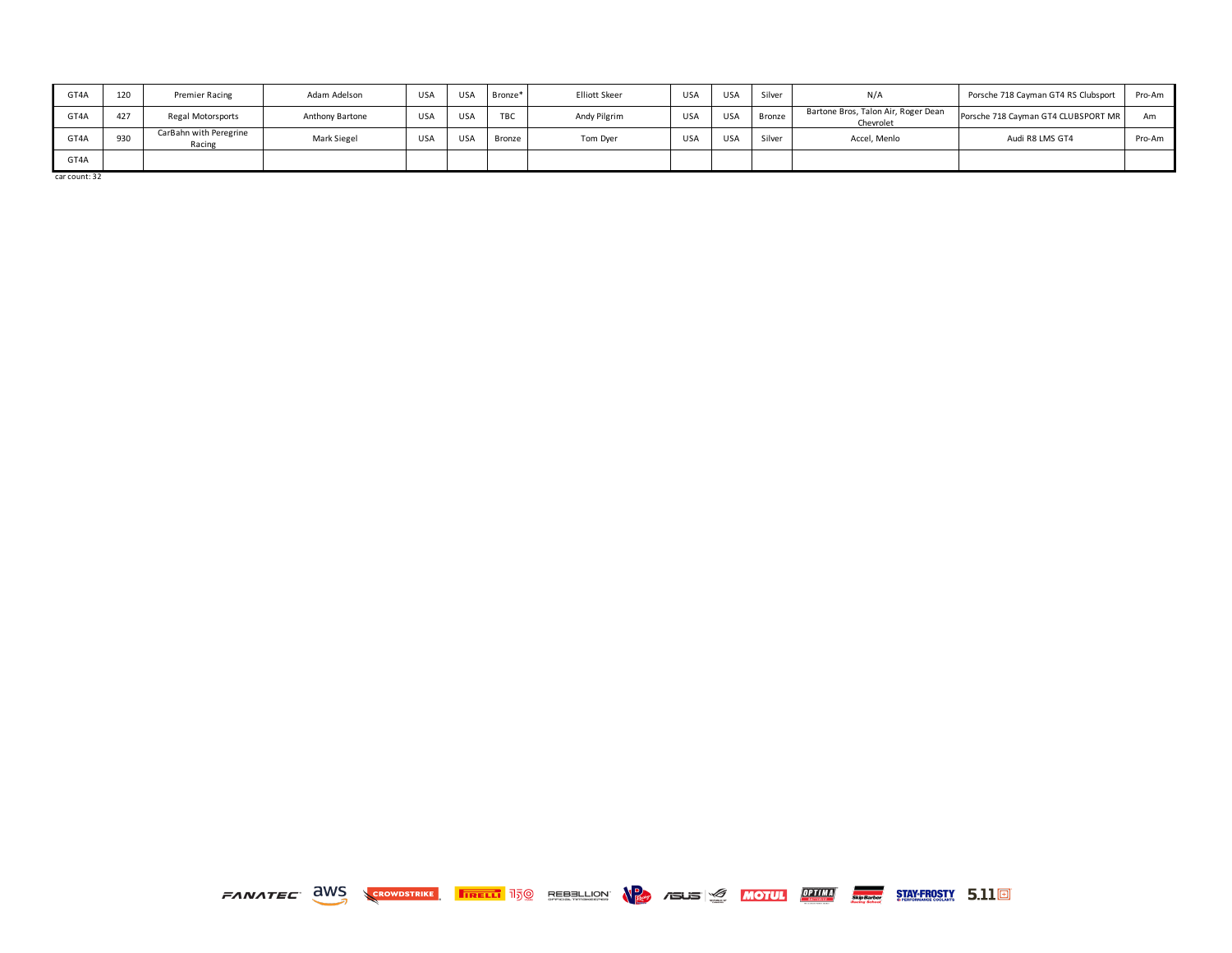| | | | | | | | | | | | | | |
|---|---|---|---|---|---|---|---|---|---|---|---|---|---|
| GT4A | 120 | Premier Racing | Adam Adelson | USA | USA | Bronze* | Elliott Skeer | USA | USA | Silver | N/A | Porsche 718 Cayman GT4 RS Clubsport | Pro-Am |
| GT4A | 427 | Regal Motorsports | Anthony Bartone | USA | USA | TBC | Andy Pilgrim | USA | USA | Bronze | Bartone Bros, Talon Air, Roger Dean Chevrolet | Porsche 718 Cayman GT4 CLUBSPORT MR | Am |
| GT4A | 930 | CarBahn with Peregrine Racing | Mark Siegel | USA | USA | Bronze | Tom Dyer | USA | USA | Silver | Accel, Menlo | Audi R8 LMS GT4 | Pro-Am |
| GT4A | | | | | | | | | | | | | |

car count: 32